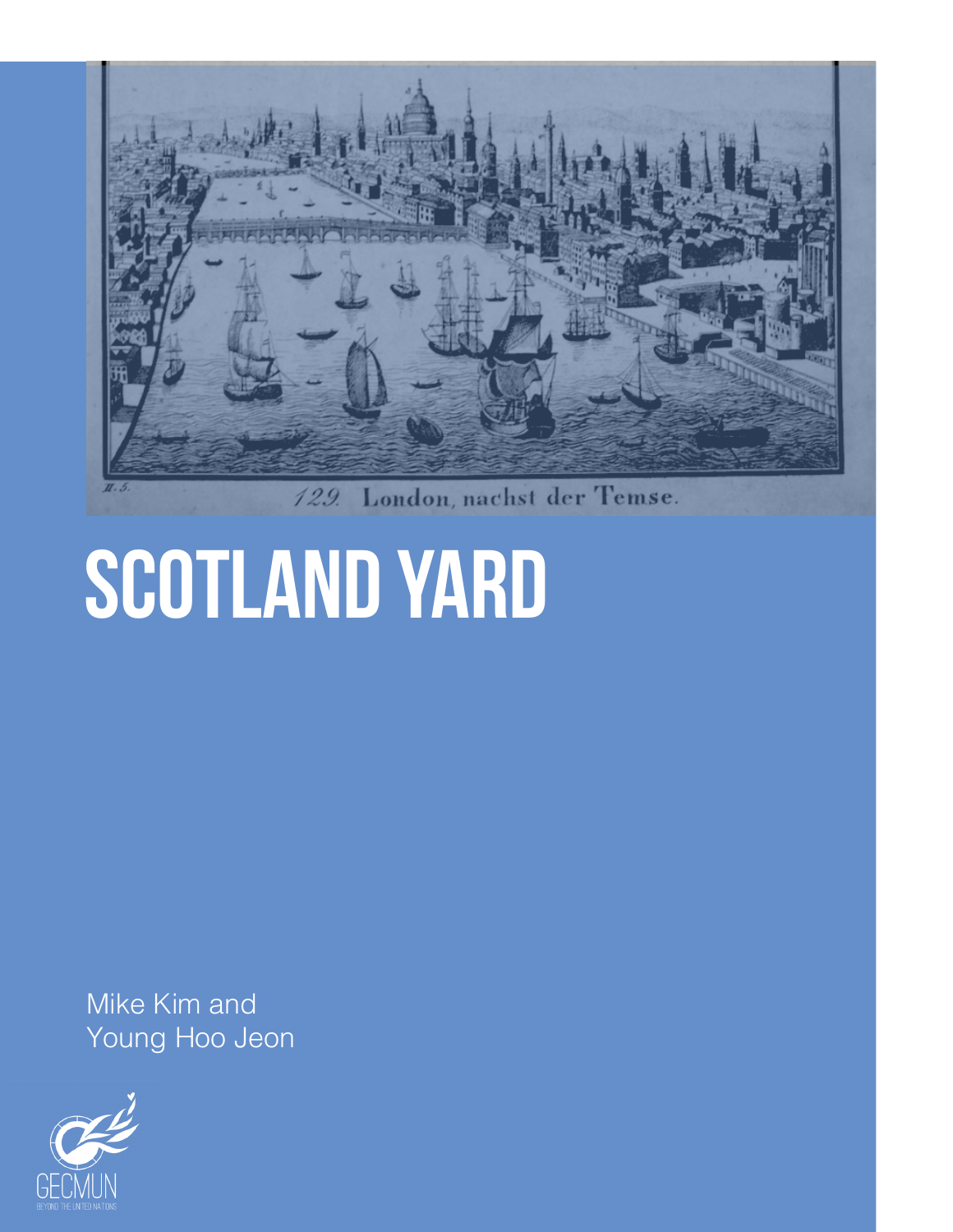# SCOTLAND YARD

Mike Kim and
Young Hoo Jeon

GECMUN
BEYOND THE UNITED NATIONS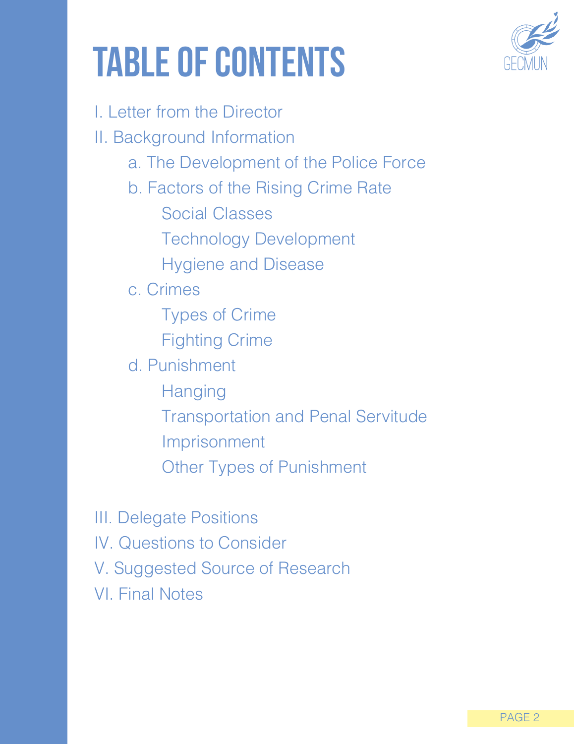# TABLE OF CONTENTS

I. Letter from the Director

II. Background Information

- a. The Development of the Police Force
- b. Factors of the Rising Crime Rate
  - Social Classes
  - Technology Development
  - Hygiene and Disease
- c. Crimes
  - Types of Crime
  - Fighting Crime
- d. Punishment
  - Hanging
  - Transportation and Penal Servitude
  - Imprisonment
  - Other Types of Punishment

III. Delegate Positions

IV. Questions to Consider

V. Suggested Source of Research

VI. Final Notes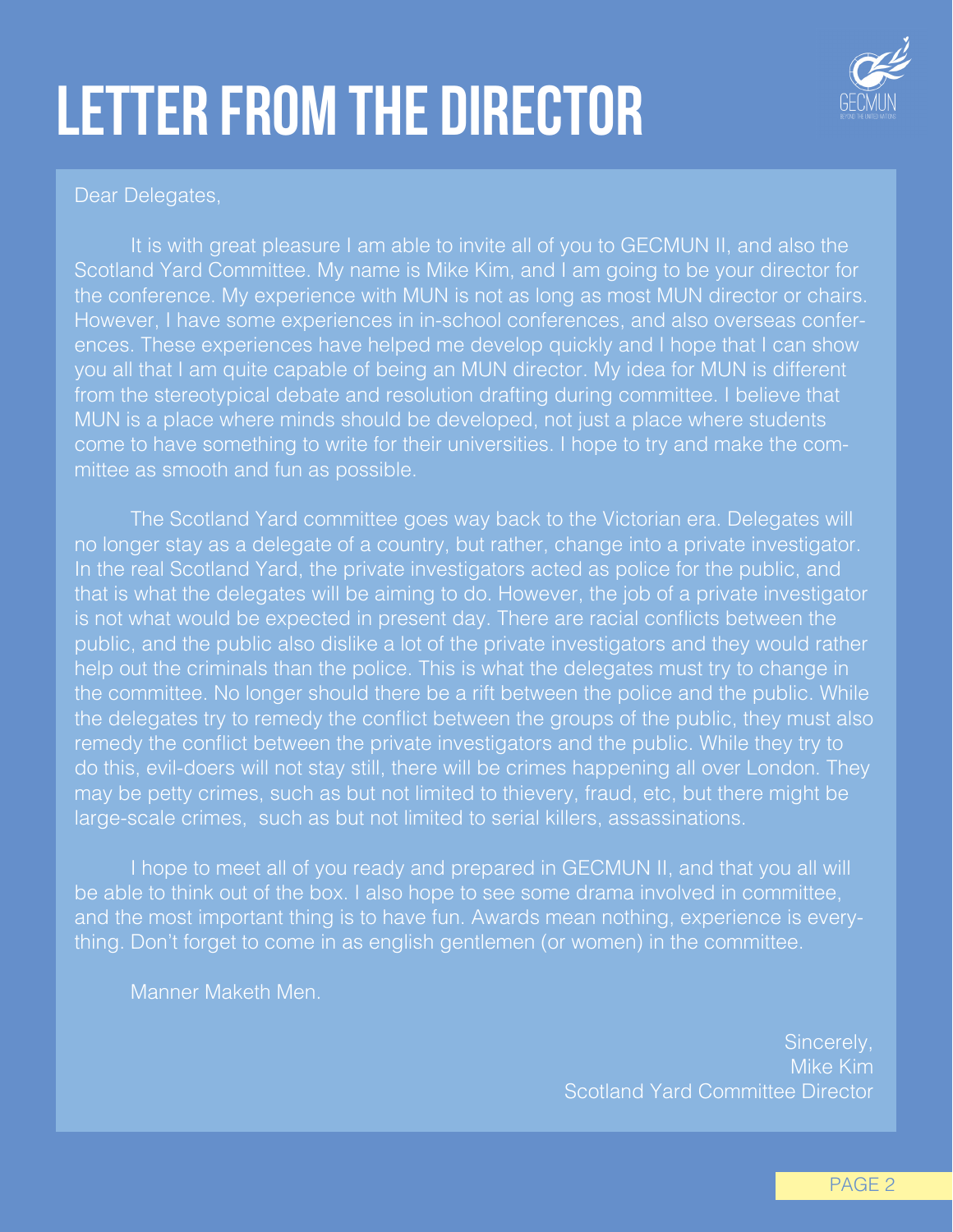# LETTER FROM THE DIRECTOR

Dear Delegates,

It is with great pleasure I am able to invite all of you to GECMUN II, and also the Scotland Yard Committee. My name is Mike Kim, and I am going to be your director for the conference. My experience with MUN is not as long as most MUN director or chairs. However, I have some experiences in in-school conferences, and also overseas conferences. These experiences have helped me develop quickly and I hope that I can show you all that I am quite capable of being an MUN director. My idea for MUN is different from the stereotypical debate and resolution drafting during committee. I believe that MUN is a place where minds should be developed, not just a place where students come to have something to write for their universities. I hope to try and make the committee as smooth and fun as possible.

The Scotland Yard committee goes way back to the Victorian era. Delegates will no longer stay as a delegate of a country, but rather, change into a private investigator. In the real Scotland Yard, the private investigators acted as police for the public, and that is what the delegates will be aiming to do. However, the job of a private investigator is not what would be expected in present day. There are racial conflicts between the public, and the public also dislike a lot of the private investigators and they would rather help out the criminals than the police. This is what the delegates must try to change in the committee. No longer should there be a rift between the police and the public. While the delegates try to remedy the conflict between the groups of the public, they must also remedy the conflict between the private investigators and the public. While they try to do this, evil-doers will not stay still, there will be crimes happening all over London. They may be petty crimes, such as but not limited to thievery, fraud, etc, but there might be large-scale crimes, such as but not limited to serial killers, assassinations.

I hope to meet all of you ready and prepared in GECMUN II, and that you all will be able to think out of the box. I also hope to see some drama involved in committee, and the most important thing is to have fun. Awards mean nothing, experience is everything. Don't forget to come in as english gentlemen (or women) in the committee.

Manner Maketh Men.

Sincerely,
Mike Kim
Scotland Yard Committee Director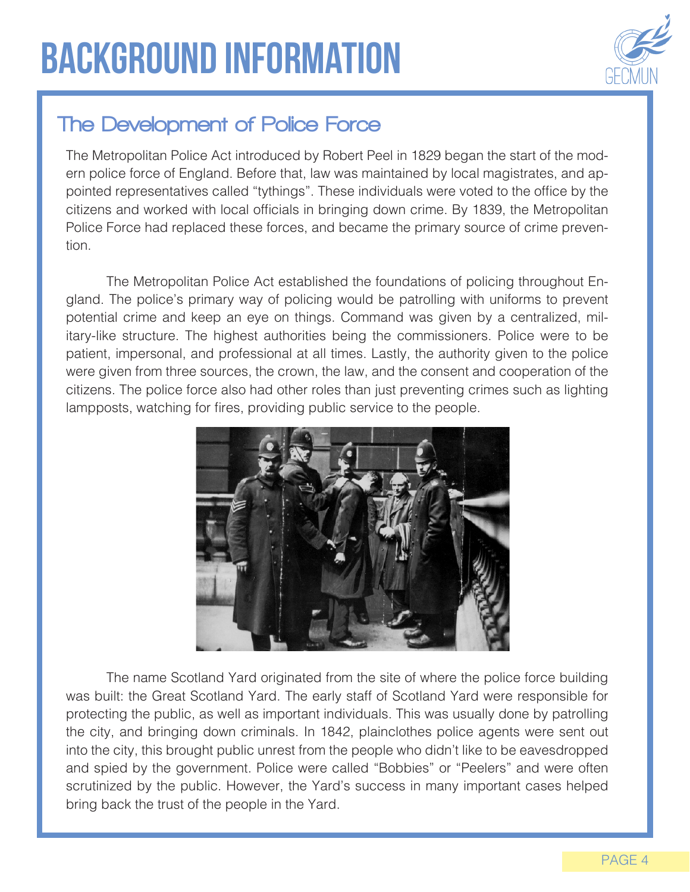# BACKGROUND INFORMATION

## The Development of Police Force

The Metropolitan Police Act introduced by Robert Peel in 1829 began the start of the modern police force of England. Before that, law was maintained by local magistrates, and appointed representatives called "tythings". These individuals were voted to the office by the citizens and worked with local officials in bringing down crime. By 1839, the Metropolitan Police Force had replaced these forces, and became the primary source of crime prevention.

The Metropolitan Police Act established the foundations of policing throughout England. The police's primary way of policing would be patrolling with uniforms to prevent potential crime and keep an eye on things. Command was given by a centralized, military-like structure. The highest authorities being the commissioners. Police were to be patient, impersonal, and professional at all times. Lastly, the authority given to the police were given from three sources, the crown, the law, and the consent and cooperation of the citizens. The police force also had other roles than just preventing crimes such as lighting lampposts, watching for fires, providing public service to the people.

The name Scotland Yard originated from the site of where the police force building was built: the Great Scotland Yard. The early staff of Scotland Yard were responsible for protecting the public, as well as important individuals. This was usually done by patrolling the city, and bringing down criminals. In 1842, plainclothes police agents were sent out into the city, this brought public unrest from the people who didn't like to be eavesdropped and spied by the government. Police were called "Bobbies" or "Peelers" and were often scrutinized by the public. However, the Yard's success in many important cases helped bring back the trust of the people in the Yard.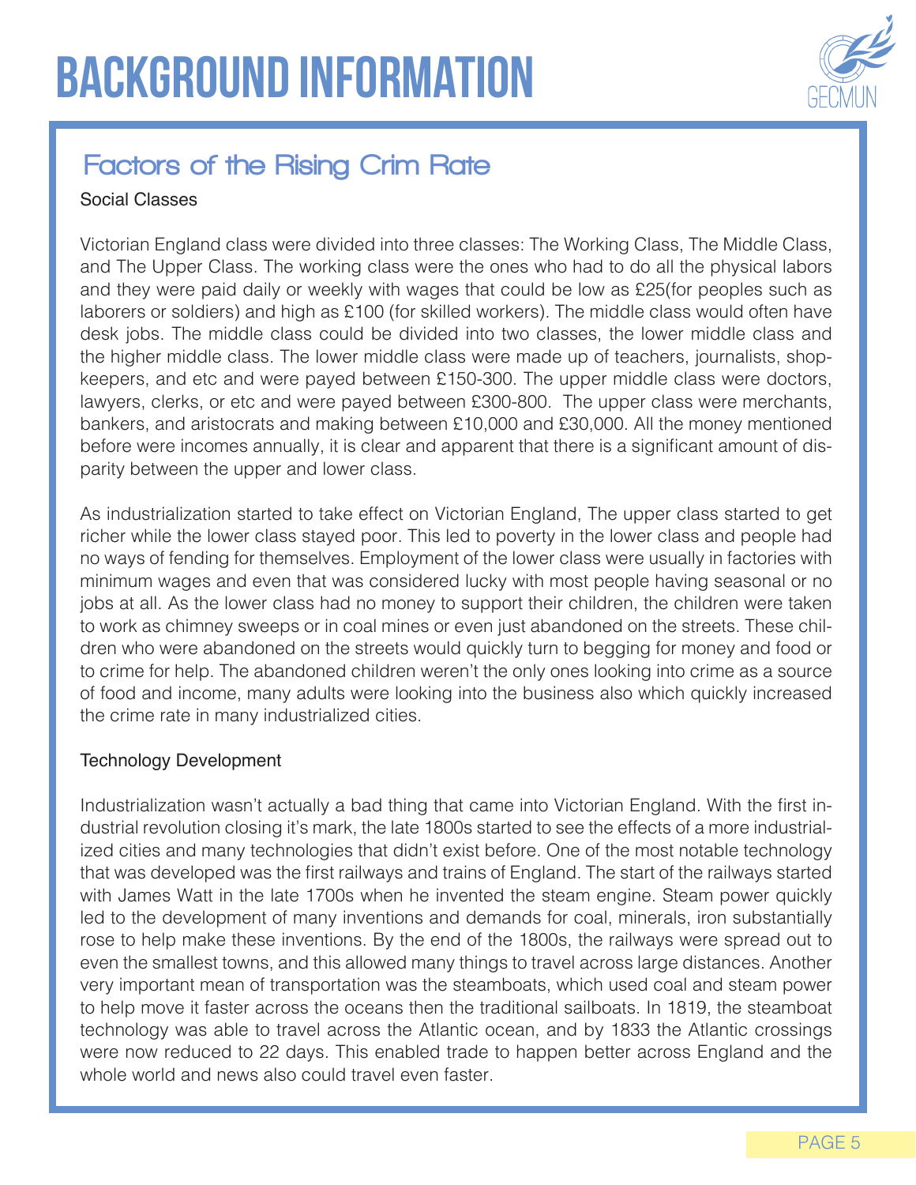# BACKGROUND INFORMATION

## Factors of the Rising Crim Rate

### Social Classes

Victorian England class were divided into three classes: The Working Class, The Middle Class, and The Upper Class. The working class were the ones who had to do all the physical labors and they were paid daily or weekly with wages that could be low as £25(for peoples such as laborers or soldiers) and high as £100 (for skilled workers). The middle class would often have desk jobs. The middle class could be divided into two classes, the lower middle class and the higher middle class. The lower middle class were made up of teachers, journalists, shop-keepers, and etc and were payed between £150-300. The upper middle class were doctors, lawyers, clerks, or etc and were payed between £300-800. The upper class were merchants, bankers, and aristocrats and making between £10,000 and £30,000. All the money mentioned before were incomes annually, it is clear and apparent that there is a significant amount of disparity between the upper and lower class.

As industrialization started to take effect on Victorian England, The upper class started to get richer while the lower class stayed poor. This led to poverty in the lower class and people had no ways of fending for themselves. Employment of the lower class were usually in factories with minimum wages and even that was considered lucky with most people having seasonal or no jobs at all. As the lower class had no money to support their children, the children were taken to work as chimney sweeps or in coal mines or even just abandoned on the streets. These children who were abandoned on the streets would quickly turn to begging for money and food or to crime for help. The abandoned children weren't the only ones looking into crime as a source of food and income, many adults were looking into the business also which quickly increased the crime rate in many industrialized cities.

### Technology Development

Industrialization wasn't actually a bad thing that came into Victorian England. With the first industrial revolution closing it's mark, the late 1800s started to see the effects of a more industrialized cities and many technologies that didn't exist before. One of the most notable technology that was developed was the first railways and trains of England. The start of the railways started with James Watt in the late 1700s when he invented the steam engine. Steam power quickly led to the development of many inventions and demands for coal, minerals, iron substantially rose to help make these inventions. By the end of the 1800s, the railways were spread out to even the smallest towns, and this allowed many things to travel across large distances. Another very important mean of transportation was the steamboats, which used coal and steam power to help move it faster across the oceans then the traditional sailboats. In 1819, the steamboat technology was able to travel across the Atlantic ocean, and by 1833 the Atlantic crossings were now reduced to 22 days. This enabled trade to happen better across England and the whole world and news also could travel even faster.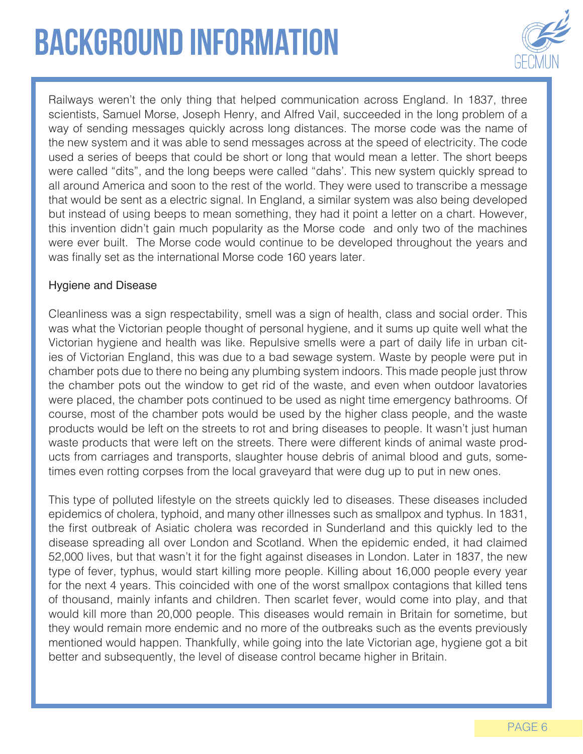# BACKGROUND INFORMATION

Railways weren't the only thing that helped communication across England. In 1837, three scientists, Samuel Morse, Joseph Henry, and Alfred Vail, succeeded in the long problem of a way of sending messages quickly across long distances. The morse code was the name of the new system and it was able to send messages across at the speed of electricity. The code used a series of beeps that could be short or long that would mean a letter. The short beeps were called "dits", and the long beeps were called "dahs'. This new system quickly spread to all around America and soon to the rest of the world. They were used to transcribe a message that would be sent as a electric signal. In England, a similar system was also being developed but instead of using beeps to mean something, they had it point a letter on a chart. However, this invention didn't gain much popularity as the Morse code and only two of the machines were ever built. The Morse code would continue to be developed throughout the years and was finally set as the international Morse code 160 years later.

Hygiene and Disease

Cleanliness was a sign respectability, smell was a sign of health, class and social order. This was what the Victorian people thought of personal hygiene, and it sums up quite well what the Victorian hygiene and health was like. Repulsive smells were a part of daily life in urban cities of Victorian England, this was due to a bad sewage system. Waste by people were put in chamber pots due to there no being any plumbing system indoors. This made people just throw the chamber pots out the window to get rid of the waste, and even when outdoor lavatories were placed, the chamber pots continued to be used as night time emergency bathrooms. Of course, most of the chamber pots would be used by the higher class people, and the waste products would be left on the streets to rot and bring diseases to people. It wasn't just human waste products that were left on the streets. There were different kinds of animal waste products from carriages and transports, slaughter house debris of animal blood and guts, sometimes even rotting corpses from the local graveyard that were dug up to put in new ones.

This type of polluted lifestyle on the streets quickly led to diseases. These diseases included epidemics of cholera, typhoid, and many other illnesses such as smallpox and typhus. In 1831, the first outbreak of Asiatic cholera was recorded in Sunderland and this quickly led to the disease spreading all over London and Scotland. When the epidemic ended, it had claimed 52,000 lives, but that wasn't it for the fight against diseases in London. Later in 1837, the new type of fever, typhus, would start killing more people. Killing about 16,000 people every year for the next 4 years. This coincided with one of the worst smallpox contagions that killed tens of thousand, mainly infants and children. Then scarlet fever, would come into play, and that would kill more than 20,000 people. This diseases would remain in Britain for sometime, but they would remain more endemic and no more of the outbreaks such as the events previously mentioned would happen. Thankfully, while going into the late Victorian age, hygiene got a bit better and subsequently, the level of disease control became higher in Britain.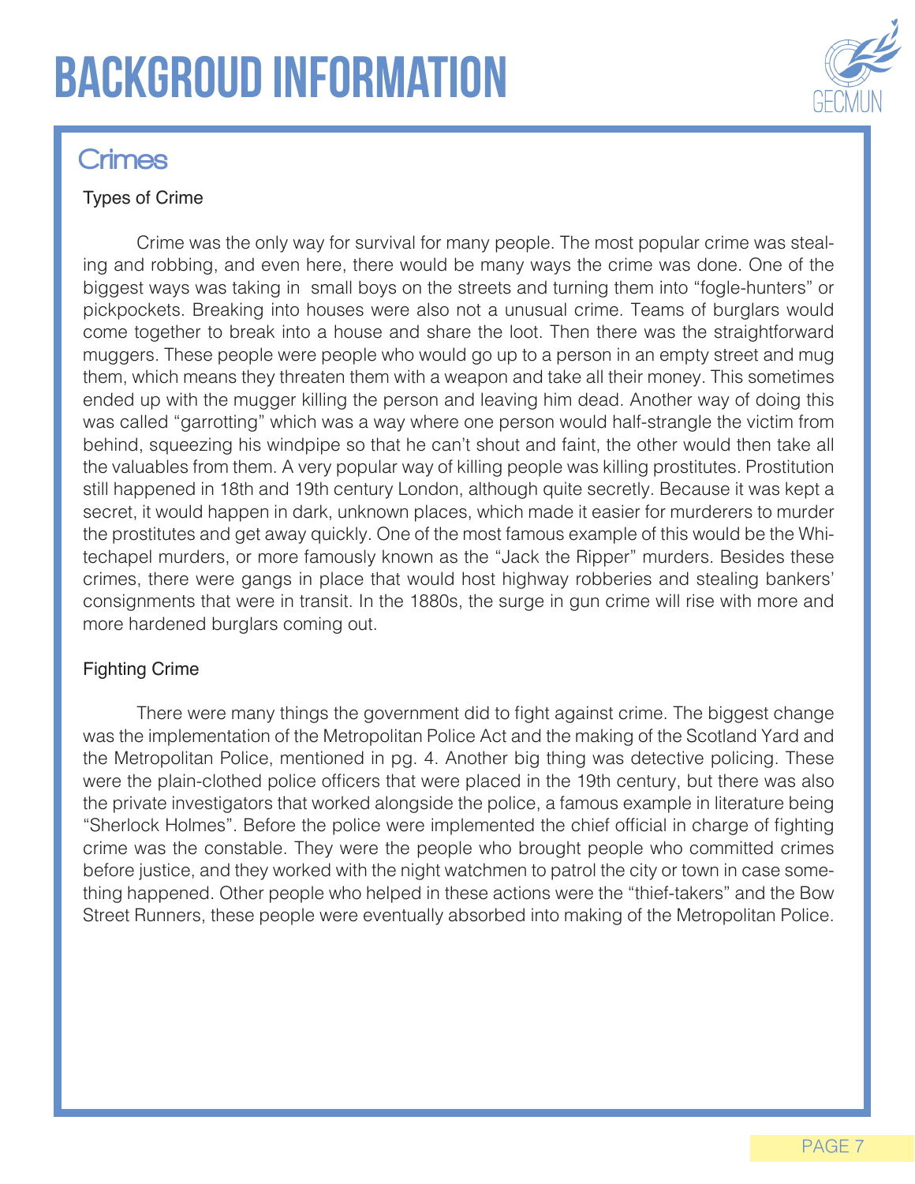# BACKGROUD INFORMATION

## Crimes

### Types of Crime

Crime was the only way for survival for many people. The most popular crime was stealing and robbing, and even here, there would be many ways the crime was done. One of the biggest ways was taking in small boys on the streets and turning them into "fogle-hunters" or pickpockets. Breaking into houses were also not a unusual crime. Teams of burglars would come together to break into a house and share the loot. Then there was the straightforward muggers. These people were people who would go up to a person in an empty street and mug them, which means they threaten them with a weapon and take all their money. This sometimes ended up with the mugger killing the person and leaving him dead. Another way of doing this was called "garrotting" which was a way where one person would half-strangle the victim from behind, squeezing his windpipe so that he can't shout and faint, the other would then take all the valuables from them. A very popular way of killing people was killing prostitutes. Prostitution still happened in 18th and 19th century London, although quite secretly. Because it was kept a secret, it would happen in dark, unknown places, which made it easier for murderers to murder the prostitutes and get away quickly. One of the most famous example of this would be the Whitechapel murders, or more famously known as the "Jack the Ripper" murders. Besides these crimes, there were gangs in place that would host highway robberies and stealing bankers' consignments that were in transit. In the 1880s, the surge in gun crime will rise with more and more hardened burglars coming out.

### Fighting Crime

There were many things the government did to fight against crime. The biggest change was the implementation of the Metropolitan Police Act and the making of the Scotland Yard and the Metropolitan Police, mentioned in pg. 4. Another big thing was detective policing. These were the plain-clothed police officers that were placed in the 19th century, but there was also the private investigators that worked alongside the police, a famous example in literature being "Sherlock Holmes". Before the police were implemented the chief official in charge of fighting crime was the constable. They were the people who brought people who committed crimes before justice, and they worked with the night watchmen to patrol the city or town in case something happened. Other people who helped in these actions were the "thief-takers" and the Bow Street Runners, these people were eventually absorbed into making of the Metropolitan Police.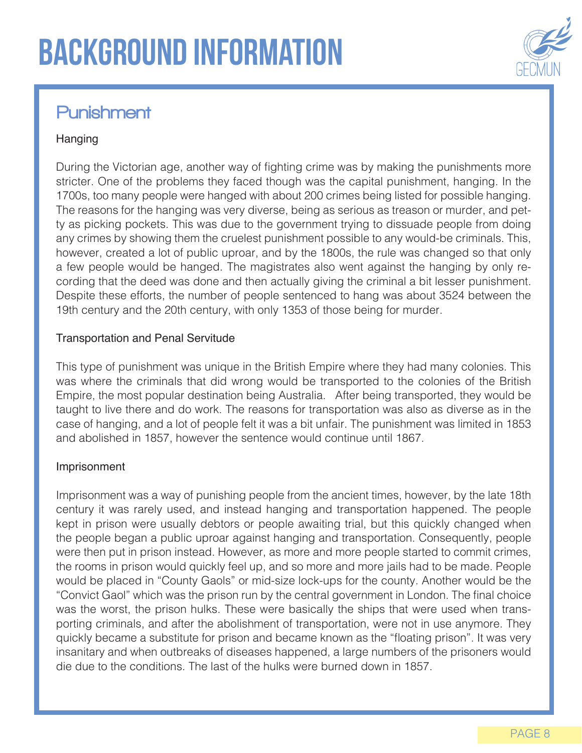# BACKGROUND INFORMATION

## Punishment

### Hanging

During the Victorian age, another way of fighting crime was by making the punishments more stricter. One of the problems they faced though was the capital punishment, hanging. In the 1700s, too many people were hanged with about 200 crimes being listed for possible hanging. The reasons for the hanging was very diverse, being as serious as treason or murder, and petty as picking pockets. This was due to the government trying to dissuade people from doing any crimes by showing them the cruelest punishment possible to any would-be criminals. This, however, created a lot of public uproar, and by the 1800s, the rule was changed so that only a few people would be hanged. The magistrates also went against the hanging by only recording that the deed was done and then actually giving the criminal a bit lesser punishment. Despite these efforts, the number of people sentenced to hang was about 3524 between the 19th century and the 20th century, with only 1353 of those being for murder.

### Transportation and Penal Servitude

This type of punishment was unique in the British Empire where they had many colonies. This was where the criminals that did wrong would be transported to the colonies of the British Empire, the most popular destination being Australia. After being transported, they would be taught to live there and do work. The reasons for transportation was also as diverse as in the case of hanging, and a lot of people felt it was a bit unfair. The punishment was limited in 1853 and abolished in 1857, however the sentence would continue until 1867.

### Imprisonment

Imprisonment was a way of punishing people from the ancient times, however, by the late 18th century it was rarely used, and instead hanging and transportation happened. The people kept in prison were usually debtors or people awaiting trial, but this quickly changed when the people began a public uproar against hanging and transportation. Consequently, people were then put in prison instead. However, as more and more people started to commit crimes, the rooms in prison would quickly feel up, and so more and more jails had to be made. People would be placed in "County Gaols" or mid-size lock-ups for the county. Another would be the "Convict Gaol" which was the prison run by the central government in London. The final choice was the worst, the prison hulks. These were basically the ships that were used when transporting criminals, and after the abolishment of transportation, were not in use anymore. They quickly became a substitute for prison and became known as the "floating prison". It was very insanitary and when outbreaks of diseases happened, a large numbers of the prisoners would die due to the conditions. The last of the hulks were burned down in 1857.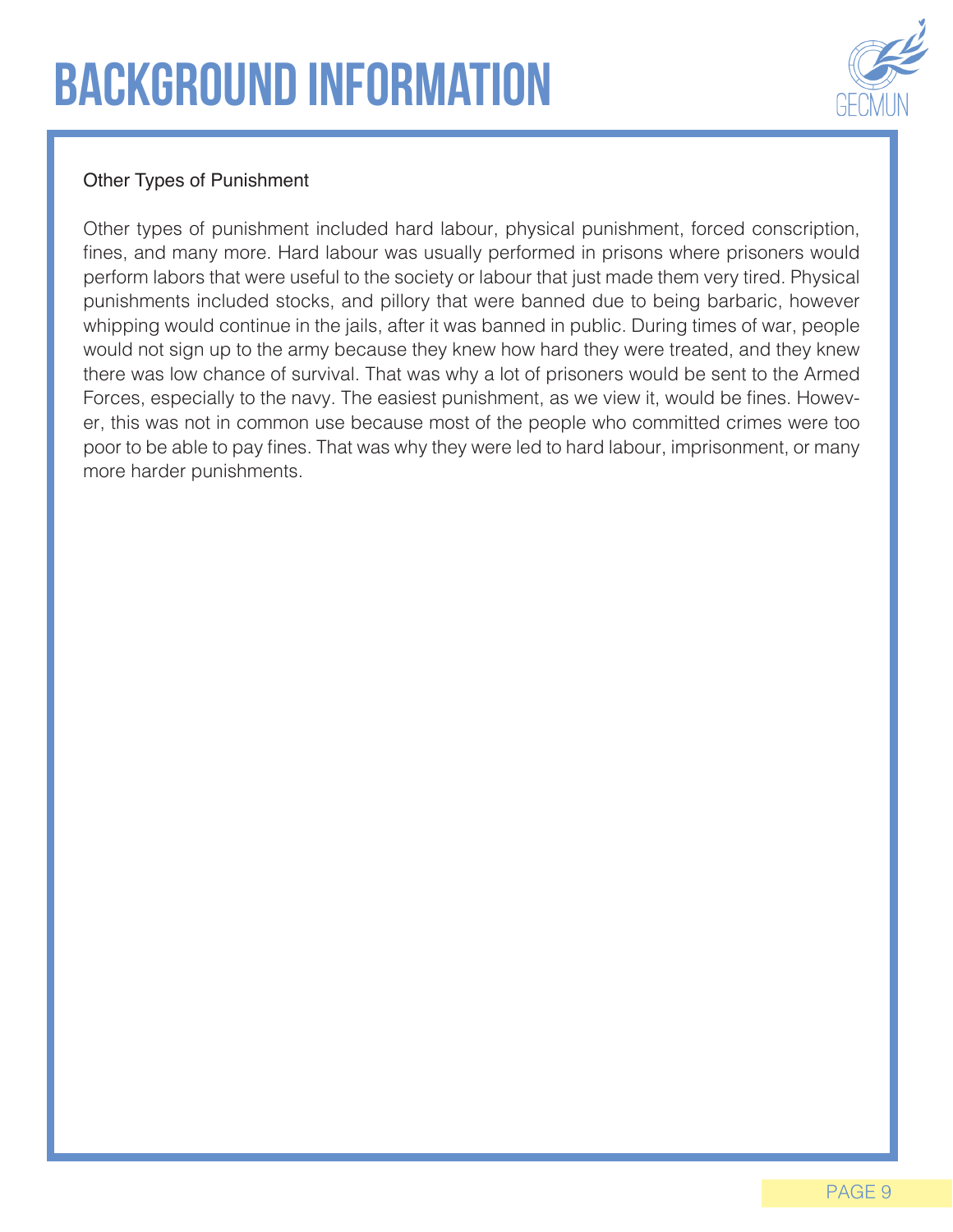# BACKGROUND INFORMATION

### Other Types of Punishment

Other types of punishment included hard labour, physical punishment, forced conscription, fines, and many more. Hard labour was usually performed in prisons where prisoners would perform labors that were useful to the society or labour that just made them very tired. Physical punishments included stocks, and pillory that were banned due to being barbaric, however whipping would continue in the jails, after it was banned in public. During times of war, people would not sign up to the army because they knew how hard they were treated, and they knew there was low chance of survival. That was why a lot of prisoners would be sent to the Armed Forces, especially to the navy. The easiest punishment, as we view it, would be fines. However, this was not in common use because most of the people who committed crimes were too poor to be able to pay fines. That was why they were led to hard labour, imprisonment, or many more harder punishments.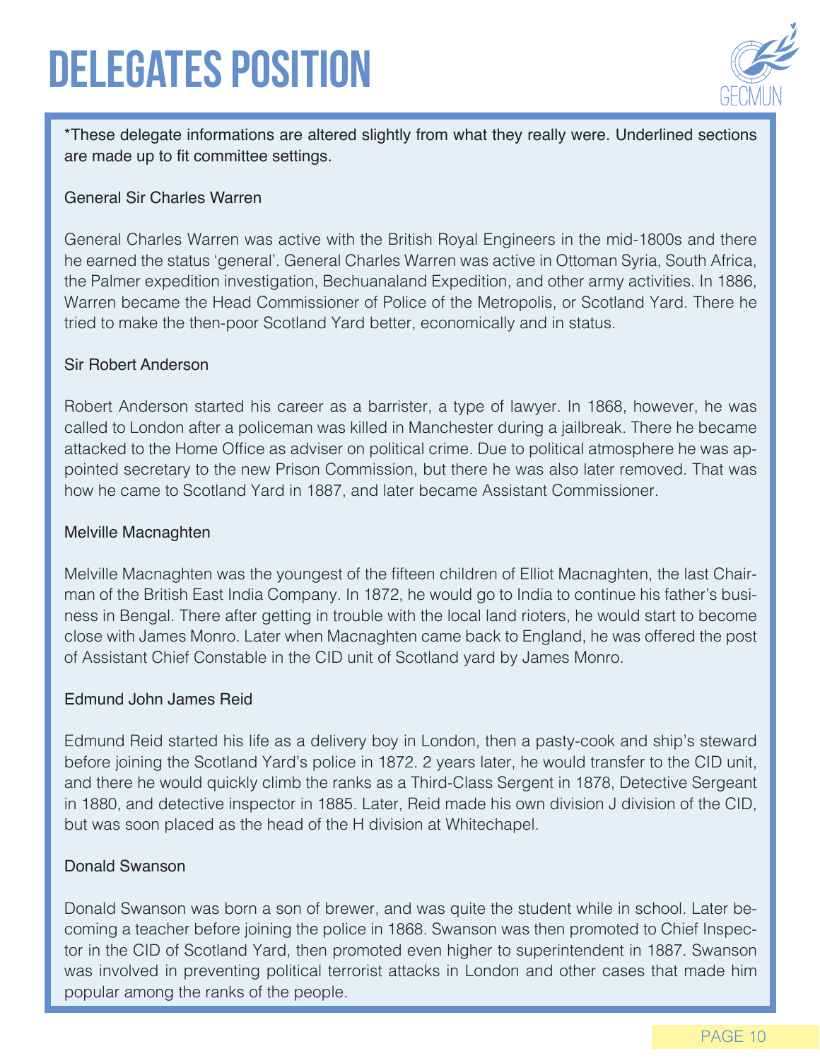# DELEGATES POSITION

*These delegate informations are altered slightly from what they really were. Underlined sections are made up to fit committee settings.

General Sir Charles Warren

General Charles Warren was active with the British Royal Engineers in the mid-1800s and there he earned the status 'general'. General Charles Warren was active in Ottoman Syria, South Africa, the Palmer expedition investigation, Bechuanaland Expedition, and other army activities. In 1886, Warren became the Head Commissioner of Police of the Metropolis, or Scotland Yard. There he tried to make the then-poor Scotland Yard better, economically and in status.

Sir Robert Anderson

Robert Anderson started his career as a barrister, a type of lawyer. In 1868, however, he was called to London after a policeman was killed in Manchester during a jailbreak. There he became attacked to the Home Office as adviser on political crime. Due to political atmosphere he was appointed secretary to the new Prison Commission, but there he was also later removed. That was how he came to Scotland Yard in 1887, and later became Assistant Commissioner.

Melville Macnaghten

Melville Macnaghten was the youngest of the fifteen children of Elliot Macnaghten, the last Chairman of the British East India Company. In 1872, he would go to India to continue his father's business in Bengal. There after getting in trouble with the local land rioters, he would start to become close with James Monro. Later when Macnaghten came back to England, he was offered the post of Assistant Chief Constable in the CID unit of Scotland yard by James Monro.

Edmund John James Reid

Edmund Reid started his life as a delivery boy in London, then a pasty-cook and ship's steward before joining the Scotland Yard's police in 1872. 2 years later, he would transfer to the CID unit, and there he would quickly climb the ranks as a Third-Class Sergent in 1878, Detective Sergeant in 1880, and detective inspector in 1885. Later, Reid made his own division J division of the CID, but was soon placed as the head of the H division at Whitechapel.

Donald Swanson

Donald Swanson was born a son of brewer, and was quite the student while in school. Later becoming a teacher before joining the police in 1868. Swanson was then promoted to Chief Inspector in the CID of Scotland Yard, then promoted even higher to superintendent in 1887. Swanson was involved in preventing political terrorist attacks in London and other cases that made him popular among the ranks of the people.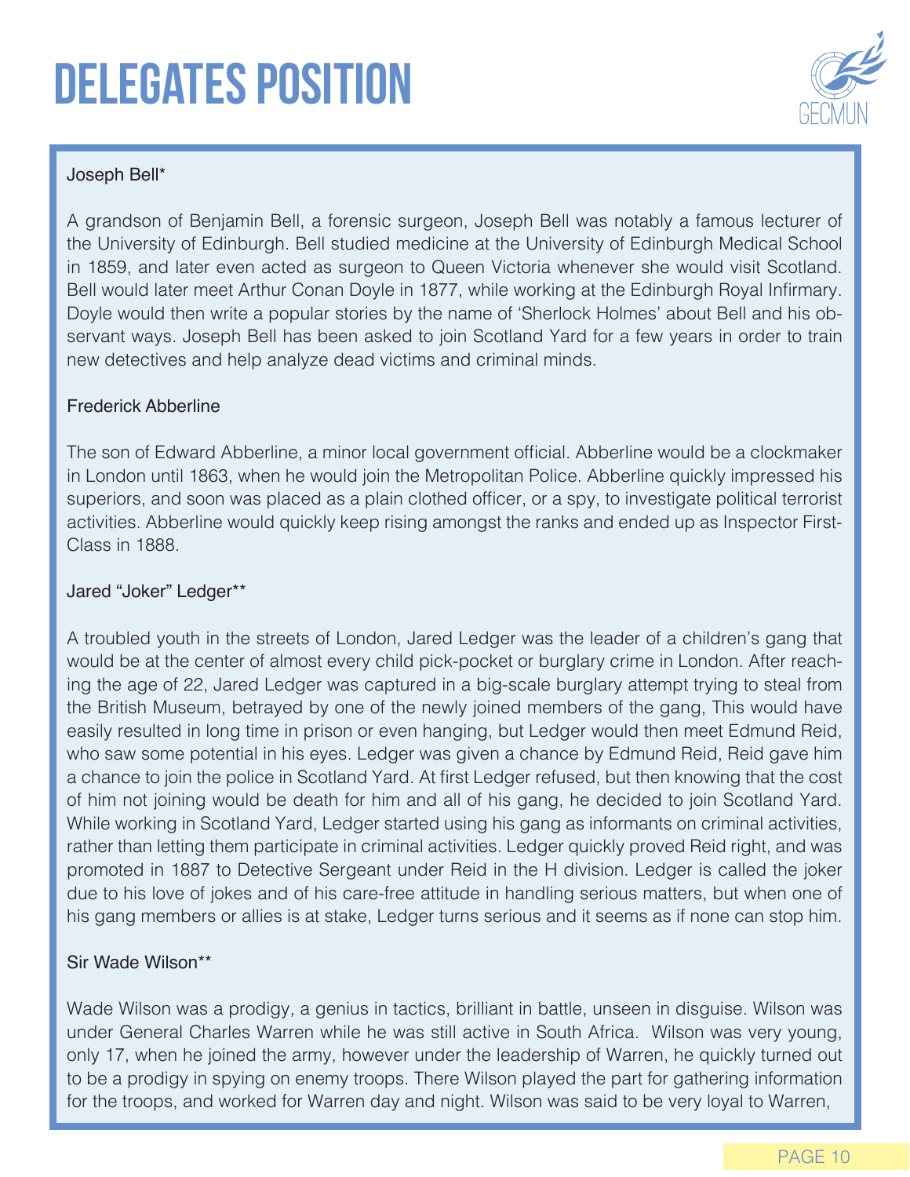# DELEGATES POSITION

Joseph Bell*

A grandson of Benjamin Bell, a forensic surgeon, Joseph Bell was notably a famous lecturer of the University of Edinburgh. Bell studied medicine at the University of Edinburgh Medical School in 1859, and later even acted as surgeon to Queen Victoria whenever she would visit Scotland. Bell would later meet Arthur Conan Doyle in 1877, while working at the Edinburgh Royal Infirmary. Doyle would then write a popular stories by the name of 'Sherlock Holmes' about Bell and his observant ways. Joseph Bell has been asked to join Scotland Yard for a few years in order to train new detectives and help analyze dead victims and criminal minds.

Frederick Abberline

The son of Edward Abberline, a minor local government official. Abberline would be a clockmaker in London until 1863, when he would join the Metropolitan Police. Abberline quickly impressed his superiors, and soon was placed as a plain clothed officer, or a spy, to investigate political terrorist activities. Abberline would quickly keep rising amongst the ranks and ended up as Inspector First-Class in 1888.

Jared "Joker" Ledger**

A troubled youth in the streets of London, Jared Ledger was the leader of a children's gang that would be at the center of almost every child pick-pocket or burglary crime in London. After reaching the age of 22, Jared Ledger was captured in a big-scale burglary attempt trying to steal from the British Museum, betrayed by one of the newly joined members of the gang, This would have easily resulted in long time in prison or even hanging, but Ledger would then meet Edmund Reid, who saw some potential in his eyes. Ledger was given a chance by Edmund Reid, Reid gave him a chance to join the police in Scotland Yard. At first Ledger refused, but then knowing that the cost of him not joining would be death for him and all of his gang, he decided to join Scotland Yard. While working in Scotland Yard, Ledger started using his gang as informants on criminal activities, rather than letting them participate in criminal activities. Ledger quickly proved Reid right, and was promoted in 1887 to Detective Sergeant under Reid in the H division. Ledger is called the joker due to his love of jokes and of his care-free attitude in handling serious matters, but when one of his gang members or allies is at stake, Ledger turns serious and it seems as if none can stop him.

Sir Wade Wilson**

Wade Wilson was a prodigy, a genius in tactics, brilliant in battle, unseen in disguise. Wilson was under General Charles Warren while he was still active in South Africa. Wilson was very young, only 17, when he joined the army, however under the leadership of Warren, he quickly turned out to be a prodigy in spying on enemy troops. There Wilson played the part for gathering information for the troops, and worked for Warren day and night. Wilson was said to be very loyal to Warren,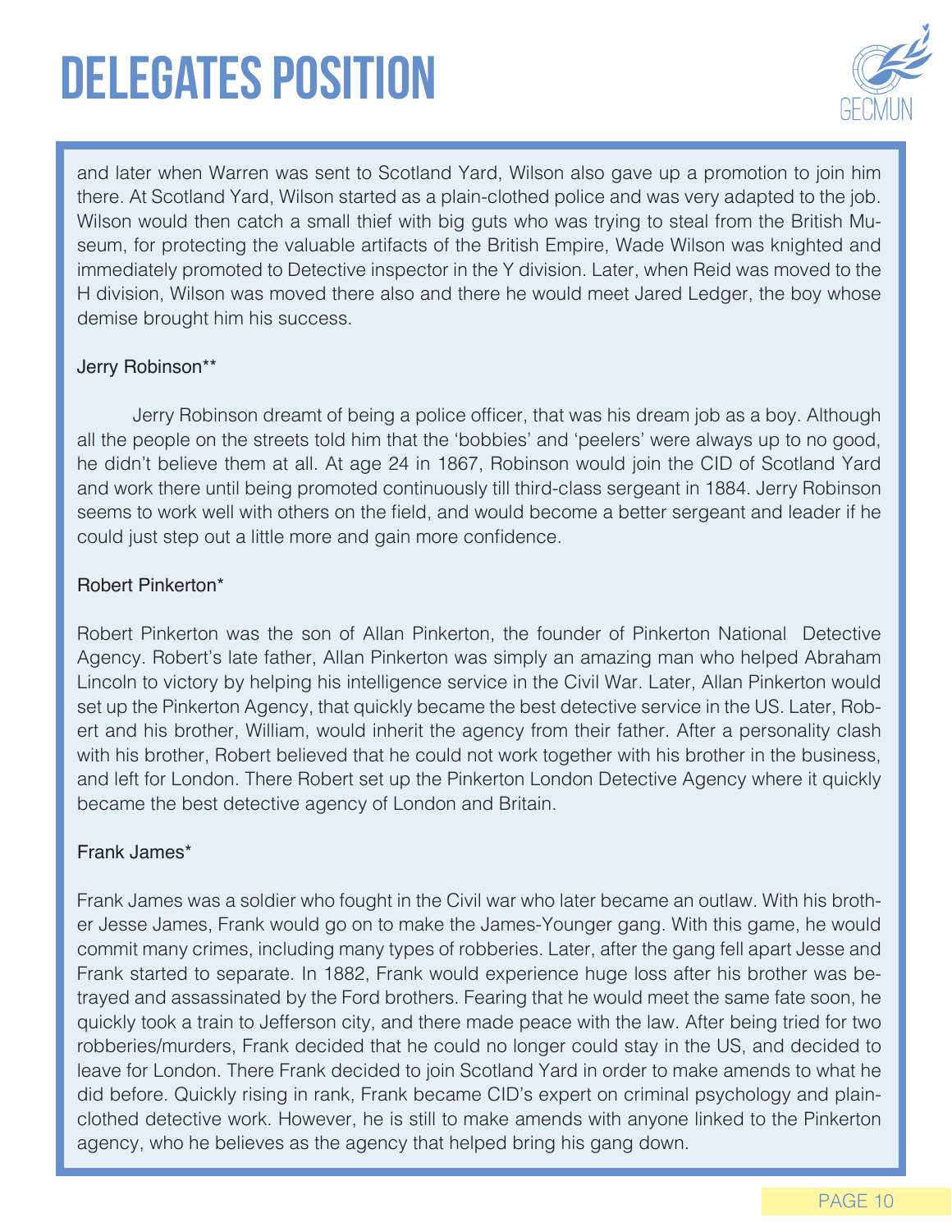# DELEGATES POSITION

and later when Warren was sent to Scotland Yard, Wilson also gave up a promotion to join him there. At Scotland Yard, Wilson started as a plain-clothed police and was very adapted to the job. Wilson would then catch a small thief with big guts who was trying to steal from the British Museum, for protecting the valuable artifacts of the British Empire, Wade Wilson was knighted and immediately promoted to Detective inspector in the Y division. Later, when Reid was moved to the H division, Wilson was moved there also and there he would meet Jared Ledger, the boy whose demise brought him his success.

Jerry Robinson**

Jerry Robinson dreamt of being a police officer, that was his dream job as a boy. Although all the people on the streets told him that the 'bobbies' and 'peelers' were always up to no good, he didn't believe them at all. At age 24 in 1867, Robinson would join the CID of Scotland Yard and work there until being promoted continuously till third-class sergeant in 1884. Jerry Robinson seems to work well with others on the field, and would become a better sergeant and leader if he could just step out a little more and gain more confidence.

Robert Pinkerton*

Robert Pinkerton was the son of Allan Pinkerton, the founder of Pinkerton National Detective Agency. Robert's late father, Allan Pinkerton was simply an amazing man who helped Abraham Lincoln to victory by helping his intelligence service in the Civil War. Later, Allan Pinkerton would set up the Pinkerton Agency, that quickly became the best detective service in the US. Later, Robert and his brother, William, would inherit the agency from their father. After a personality clash with his brother, Robert believed that he could not work together with his brother in the business, and left for London. There Robert set up the Pinkerton London Detective Agency where it quickly became the best detective agency of London and Britain.

Frank James*

Frank James was a soldier who fought in the Civil war who later became an outlaw. With his brother Jesse James, Frank would go on to make the James-Younger gang. With this game, he would commit many crimes, including many types of robberies. Later, after the gang fell apart Jesse and Frank started to separate. In 1882, Frank would experience huge loss after his brother was betrayed and assassinated by the Ford brothers. Fearing that he would meet the same fate soon, he quickly took a train to Jefferson city, and there made peace with the law. After being tried for two robberies/murders, Frank decided that he could no longer could stay in the US, and decided to leave for London. There Frank decided to join Scotland Yard in order to make amends to what he did before. Quickly rising in rank, Frank became CID's expert on criminal psychology and plain-clothed detective work. However, he is still to make amends with anyone linked to the Pinkerton agency, who he believes as the agency that helped bring his gang down.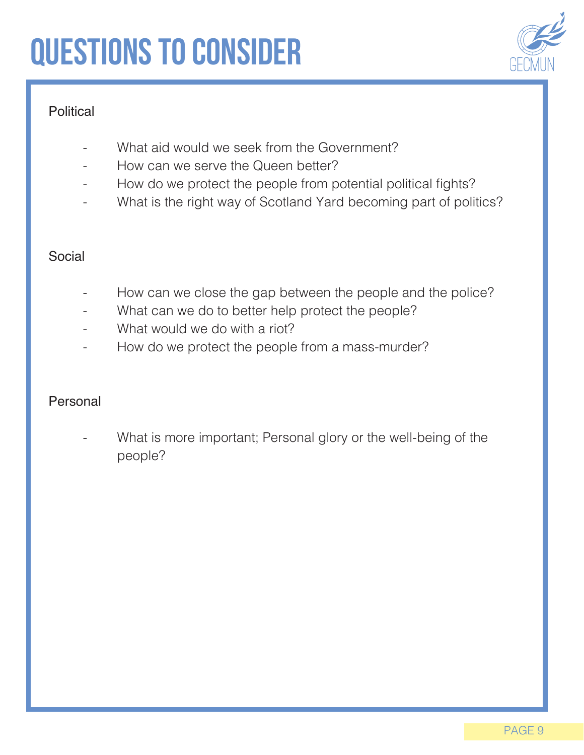# QUESTIONS TO CONSIDER

Political

- What aid would we seek from the Government?
- How can we serve the Queen better?
- How do we protect the people from potential political fights?
- What is the right way of Scotland Yard becoming part of politics?

Social

- How can we close the gap between the people and the police?
- What can we do to better help protect the people?
- What would we do with a riot?
- How do we protect the people from a mass-murder?

Personal

- What is more important; Personal glory or the well-being of the people?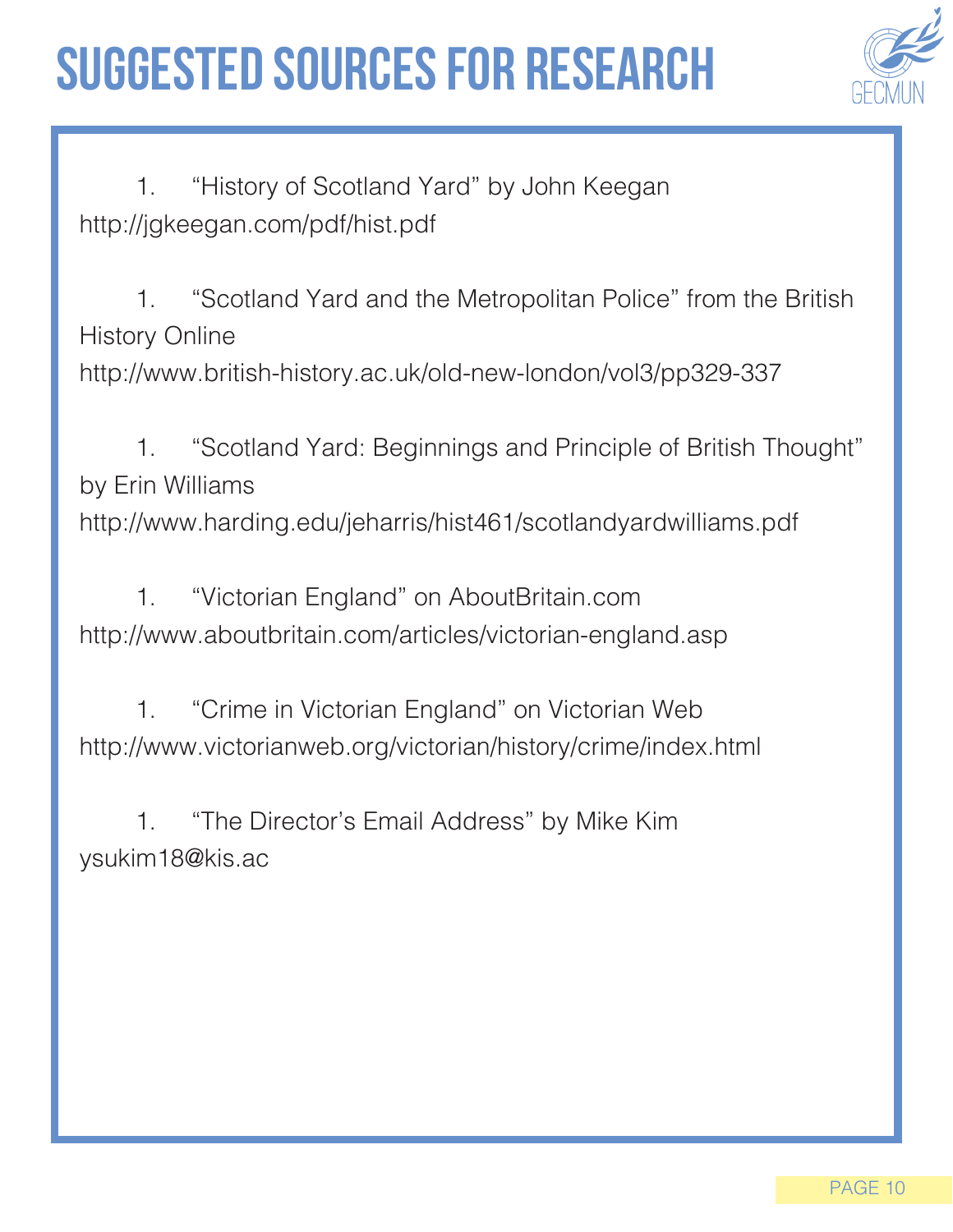# SUGGESTED SOURCES FOR RESEARCH

1. "History of Scotland Yard" by John Keegan
http://jgkeegan.com/pdf/hist.pdf

1. "Scotland Yard and the Metropolitan Police" from the British History Online
http://www.british-history.ac.uk/old-new-london/vol3/pp329-337

1. "Scotland Yard: Beginnings and Principle of British Thought" by Erin Williams
http://www.harding.edu/jeharris/hist461/scotlandyardwilliams.pdf

1. "Victorian England" on AboutBritain.com
http://www.aboutbritain.com/articles/victorian-england.asp

1. "Crime in Victorian England" on Victorian Web
http://www.victorianweb.org/victorian/history/crime/index.html

1. "The Director's Email Address" by Mike Kim
ysukim18@kis.ac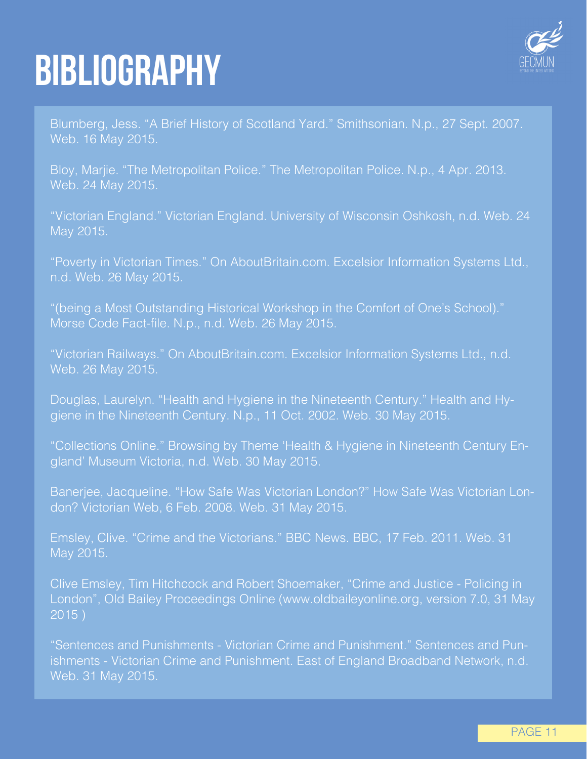# BIBLIOGRAPHY

Blumberg, Jess. “A Brief History of Scotland Yard.” Smithsonian. N.p., 27 Sept. 2007. Web. 16 May 2015.

Bloy, Marjie. “The Metropolitan Police.” The Metropolitan Police. N.p., 4 Apr. 2013. Web. 24 May 2015.

“Victorian England.” Victorian England. University of Wisconsin Oshkosh, n.d. Web. 24 May 2015.

“Poverty in Victorian Times.” On AboutBritain.com. Excelsior Information Systems Ltd., n.d. Web. 26 May 2015.

“(being a Most Outstanding Historical Workshop in the Comfort of One’s School).” Morse Code Fact-file. N.p., n.d. Web. 26 May 2015.

“Victorian Railways.” On AboutBritain.com. Excelsior Information Systems Ltd., n.d. Web. 26 May 2015.

Douglas, Laurelyn. “Health and Hygiene in the Nineteenth Century.” Health and Hygiene in the Nineteenth Century. N.p., 11 Oct. 2002. Web. 30 May 2015.

“Collections Online.” Browsing by Theme ‘Health & Hygiene in Nineteenth Century England’ Museum Victoria, n.d. Web. 30 May 2015.

Banerjee, Jacqueline. “How Safe Was Victorian London?” How Safe Was Victorian London? Victorian Web, 6 Feb. 2008. Web. 31 May 2015.

Emsley, Clive. “Crime and the Victorians.” BBC News. BBC, 17 Feb. 2011. Web. 31 May 2015.

Clive Emsley, Tim Hitchcock and Robert Shoemaker, “Crime and Justice - Policing in London”, Old Bailey Proceedings Online (www.oldbaileyonline.org, version 7.0, 31 May 2015 )

“Sentences and Punishments - Victorian Crime and Punishment.” Sentences and Punishments - Victorian Crime and Punishment. East of England Broadband Network, n.d. Web. 31 May 2015.